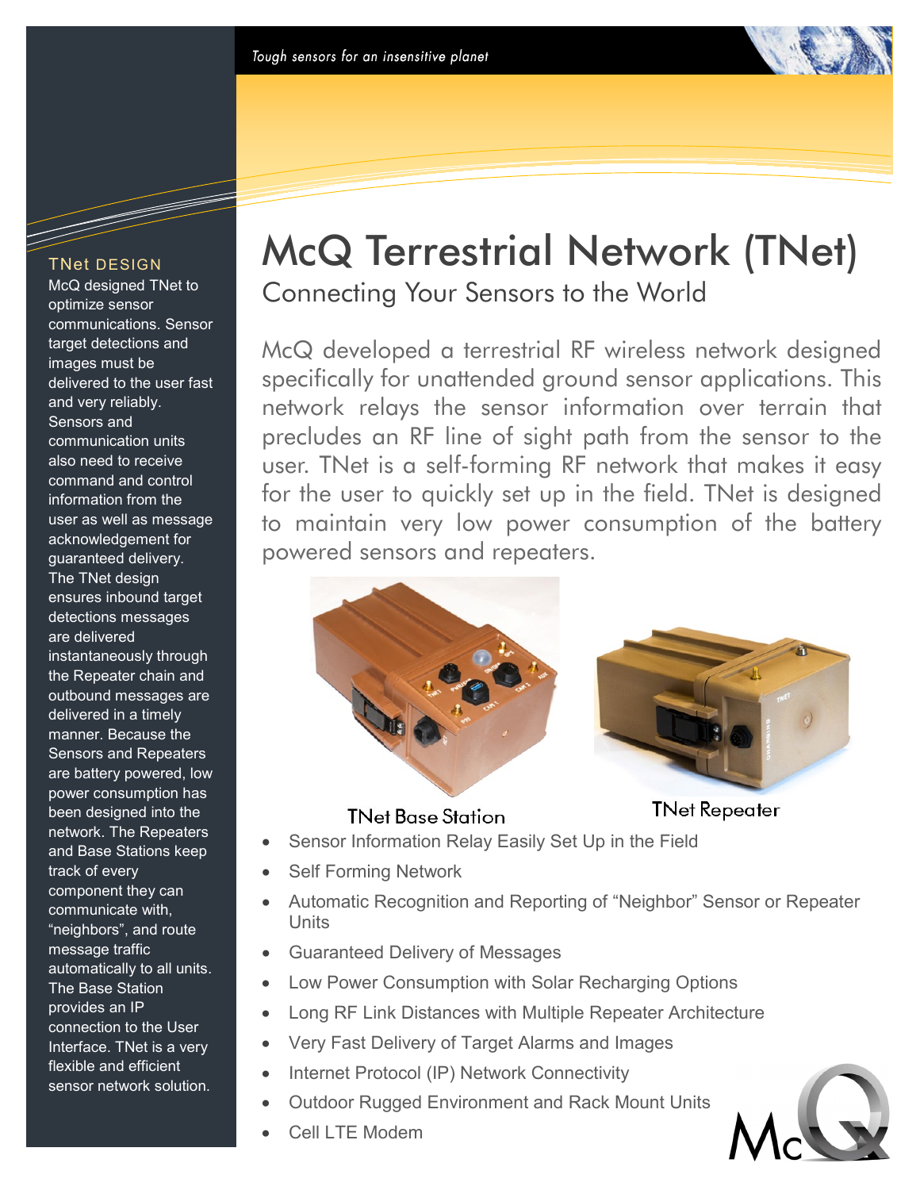*Tough sensors for an insensitive planet*

# McQ Terrestrial Network (TNet)

## Connecting Your Sensors to the World

McQ developed a terrestrial RF wireless network designed specifically for unattended ground sensor applications. This network relays the sensor information over terrain that precludes an RF line of sight path from the sensor to the user. TNet is a self-forming RF network that makes it easy for the user to quickly set up in the field. TNet is designed to maintain very low power consumption of the battery powered sensors and repeaters.

TNet Base Station

TNet Repeater

- Sensor Information Relay Easily Set Up in the Field
- Self Forming Network
- Automatic Recognition and Reporting of "Neighbor" Sensor or Repeater Units
- Guaranteed Delivery of Messages
- Low Power Consumption with Solar Recharging Options
- Long RF Link Distances with Multiple Repeater Architecture
- Very Fast Delivery of Target Alarms and Images
- Internet Protocol (IP) Network Connectivity
- Outdoor Rugged Environment and Rack Mount Units
- Cell LTE Modem

### TNet DESIGN

McQ designed TNet to optimize sensor communications. Sensor target detections and images must be delivered to the user fast and very reliably. Sensors and communication units also need to receive command and control information from the user as well as message acknowledgement for guaranteed delivery. The TNet design ensures inbound target detections messages are delivered instantaneously through the Repeater chain and outbound messages are delivered in a timely manner. Because the Sensors and Repeaters are battery powered, low power consumption has been designed into the network. The Repeaters and Base Stations keep track of every component they can communicate with, "neighbors", and route message traffic automatically to all units. The Base Station provides an IP connection to the User Interface. TNet is a very flexible and efficient sensor network solution.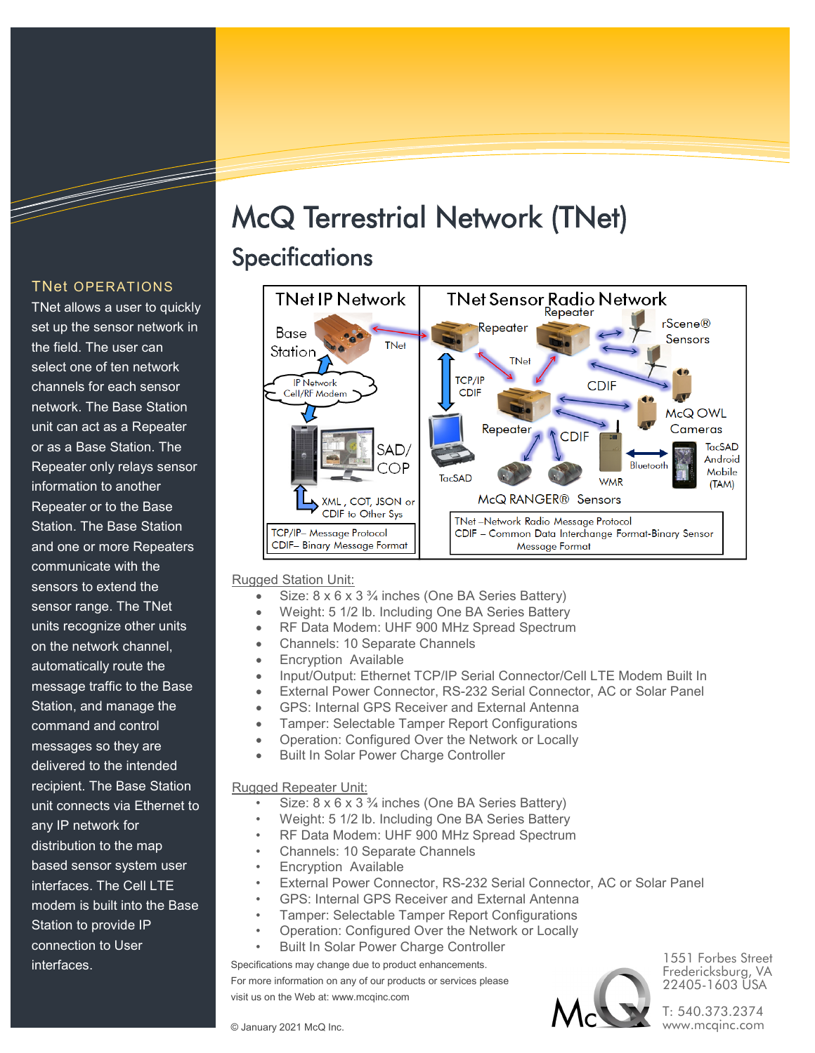# McQ Terrestrial Network (TNet)

## Specifications

### TNet OPERATIONS

TNet allows a user to quickly set up the sensor network in the field. The user can select one of ten network channels for each sensor network. The Base Station unit can act as a Repeater or as a Base Station. The Repeater only relays sensor information to another Repeater or to the Base Station. The Base Station and one or more Repeaters communicate with the sensors to extend the sensor range. The TNet units recognize other units on the network channel, automatically route the message traffic to the Base Station, and manage the command and control messages so they are delivered to the intended recipient. The Base Station unit connects via Ethernet to any IP network for distribution to the map based sensor system user interfaces. The Cell LTE modem is built into the Base Station to provide IP connection to User interfaces.

TNet IP Network

Base Station

TNet

IP Network
Cell/RF Modem

SAD/
COP

XML , COT, JSON or
CDIF to Other Sys

TCP/IP– Message Protocol
CDIF– Binary Message Format

TNet Sensor Radio Network

Repeater

Repeater

rScene® Sensors

TNet

TCP/IP
CDIF

CDIF

Repeater

McQ OWL Cameras

CDIF

TacSAD

Bluetooth

TacSAD Android Mobile (TAM)

WMR

McQ RANGER® Sensors

TNet –Network Radio Message Protocol
CDIF – Common Data Interchange Format-Binary Sensor Message Format

Rugged Station Unit:

- Size: 8 x 6 x 3 ¾ inches (One BA Series Battery)
- Weight: 5 1/2 lb. Including One BA Series Battery
- RF Data Modem: UHF 900 MHz Spread Spectrum
- Channels: 10 Separate Channels
- Encryption Available
- Input/Output: Ethernet TCP/IP Serial Connector/Cell LTE Modem Built In
- External Power Connector, RS-232 Serial Connector, AC or Solar Panel
- GPS: Internal GPS Receiver and External Antenna
- Tamper: Selectable Tamper Report Configurations
- Operation: Configured Over the Network or Locally
- Built In Solar Power Charge Controller

Rugged Repeater Unit:

- Size: 8 x 6 x 3 ¾ inches (One BA Series Battery)
- Weight: 5 1/2 lb. Including One BA Series Battery
- RF Data Modem: UHF 900 MHz Spread Spectrum
- Channels: 10 Separate Channels
- Encryption Available
- External Power Connector, RS-232 Serial Connector, AC or Solar Panel
- GPS: Internal GPS Receiver and External Antenna
- Tamper: Selectable Tamper Report Configurations
- Operation: Configured Over the Network or Locally
- Built In Solar Power Charge Controller

Specifications may change due to product enhancements.
For more information on any of our products or services please visit us on the Web at: www.mcqinc.com

© January 2021 McQ Inc.

1551 Forbes Street
Fredericksburg, VA
22405-1603 USA

T: 540.373.2374
www.mcqinc.com